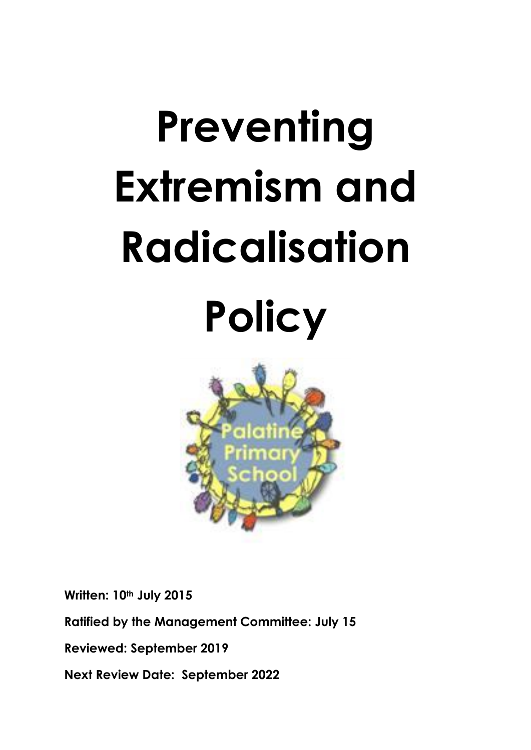# Preventing Extremism and Radicalisation Policy

**Written: 10th July 2015**

**Ratified by the Management Committee: July 15**

**Reviewed: September 2019**

**Next Review Date: September 2022**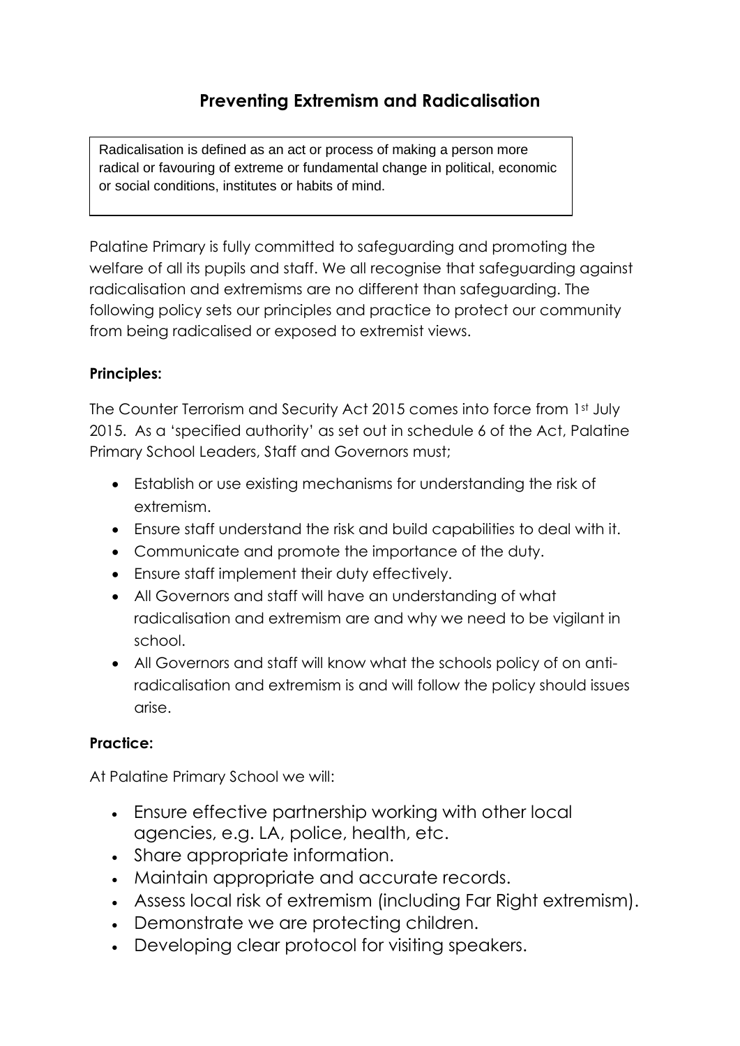# Preventing Extremism and Radicalisation

> Radicalisation is defined as an act or process of making a person more radical or favouring of extreme or fundamental change in political, economic or social conditions, institutes or habits of mind.

Palatine Primary is fully committed to safeguarding and promoting the welfare of all its pupils and staff. We all recognise that safeguarding against radicalisation and extremisms are no different than safeguarding. The following policy sets our principles and practice to protect our community from being radicalised or exposed to extremist views.

**Principles:**

The Counter Terrorism and Security Act 2015 comes into force from 1st July 2015. As a 'specified authority' as set out in schedule 6 of the Act, Palatine Primary School Leaders, Staff and Governors must;

- Establish or use existing mechanisms for understanding the risk of extremism.
- Ensure staff understand the risk and build capabilities to deal with it.
- Communicate and promote the importance of the duty.
- Ensure staff implement their duty effectively.
- All Governors and staff will have an understanding of what radicalisation and extremism are and why we need to be vigilant in school.
- All Governors and staff will know what the schools policy of on anti-radicalisation and extremism is and will follow the policy should issues arise.

**Practice:**

At Palatine Primary School we will:

- Ensure effective partnership working with other local agencies, e.g. LA, police, health, etc.
- Share appropriate information.
- Maintain appropriate and accurate records.
- Assess local risk of extremism (including Far Right extremism).
- Demonstrate we are protecting children.
- Developing clear protocol for visiting speakers.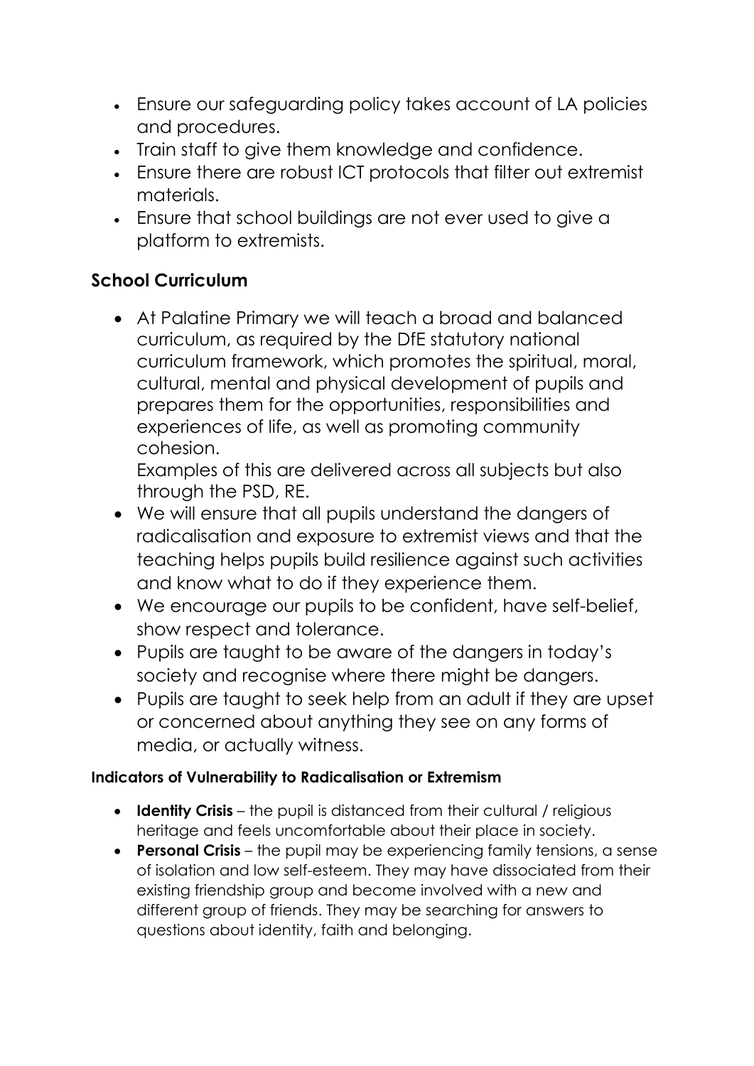- Ensure our safeguarding policy takes account of LA policies and procedures.
- Train staff to give them knowledge and confidence.
- Ensure there are robust ICT protocols that filter out extremist materials.
- Ensure that school buildings are not ever used to give a platform to extremists.

## School Curriculum

- At Palatine Primary we will teach a broad and balanced curriculum, as required by the DfE statutory national curriculum framework, which promotes the spiritual, moral, cultural, mental and physical development of pupils and prepares them for the opportunities, responsibilities and experiences of life, as well as promoting community cohesion.
  Examples of this are delivered across all subjects but also through the PSD, RE.
- We will ensure that all pupils understand the dangers of radicalisation and exposure to extremist views and that the teaching helps pupils build resilience against such activities and know what to do if they experience them.
- We encourage our pupils to be confident, have self-belief, show respect and tolerance.
- Pupils are taught to be aware of the dangers in today's society and recognise where there might be dangers.
- Pupils are taught to seek help from an adult if they are upset or concerned about anything they see on any forms of media, or actually witness.

#### Indicators of Vulnerability to Radicalisation or Extremism

- **Identity Crisis** – the pupil is distanced from their cultural / religious heritage and feels uncomfortable about their place in society.
- **Personal Crisis** – the pupil may be experiencing family tensions, a sense of isolation and low self-esteem. They may have dissociated from their existing friendship group and become involved with a new and different group of friends. They may be searching for answers to questions about identity, faith and belonging.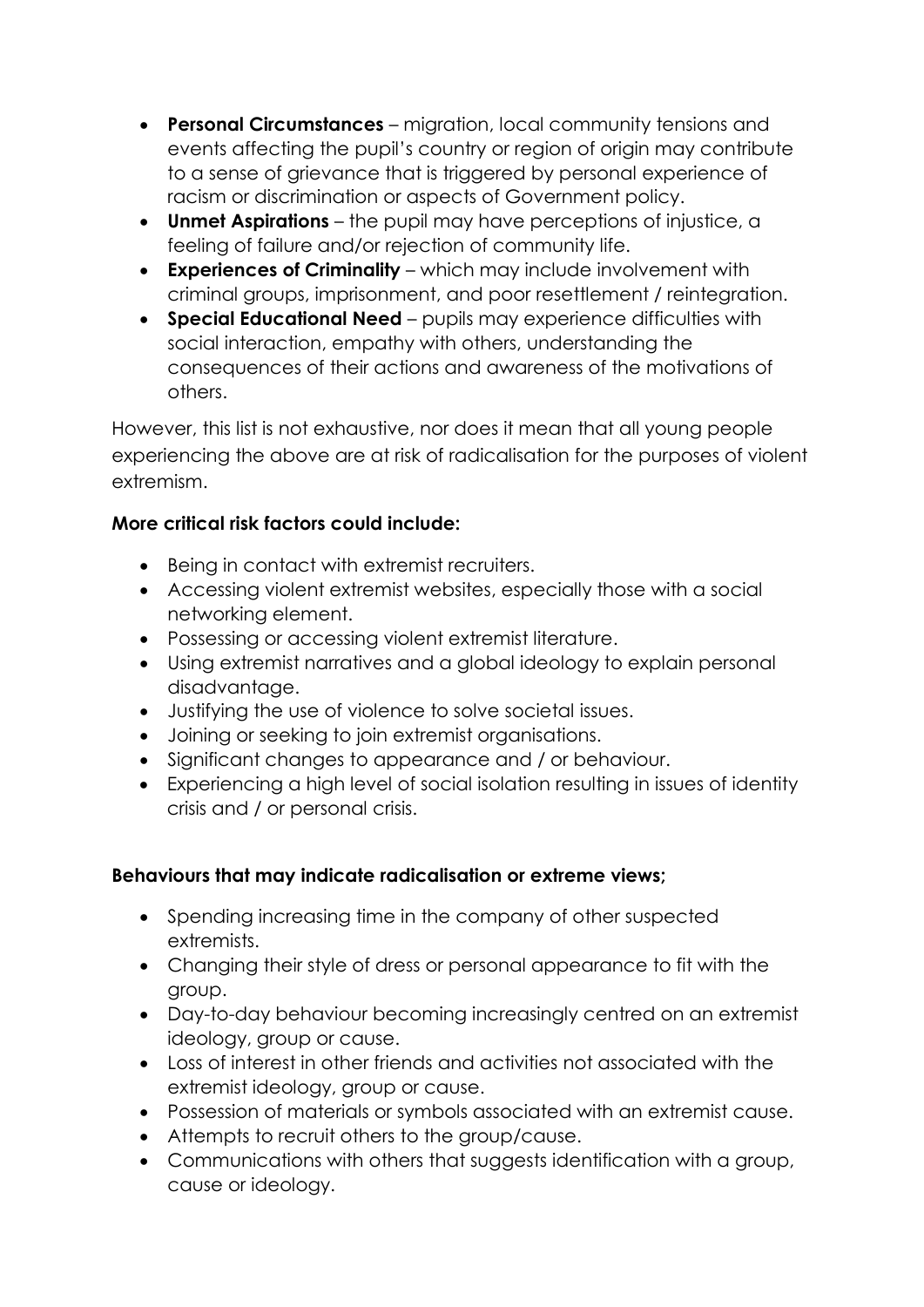- **Personal Circumstances** – migration, local community tensions and events affecting the pupil's country or region of origin may contribute to a sense of grievance that is triggered by personal experience of racism or discrimination or aspects of Government policy.
- **Unmet Aspirations** – the pupil may have perceptions of injustice, a feeling of failure and/or rejection of community life.
- **Experiences of Criminality** – which may include involvement with criminal groups, imprisonment, and poor resettlement / reintegration.
- **Special Educational Need** – pupils may experience difficulties with social interaction, empathy with others, understanding the consequences of their actions and awareness of the motivations of others.

However, this list is not exhaustive, nor does it mean that all young people experiencing the above are at risk of radicalisation for the purposes of violent extremism.

**More critical risk factors could include:**

- Being in contact with extremist recruiters.
- Accessing violent extremist websites, especially those with a social networking element.
- Possessing or accessing violent extremist literature.
- Using extremist narratives and a global ideology to explain personal disadvantage.
- Justifying the use of violence to solve societal issues.
- Joining or seeking to join extremist organisations.
- Significant changes to appearance and / or behaviour.
- Experiencing a high level of social isolation resulting in issues of identity crisis and / or personal crisis.

**Behaviours that may indicate radicalisation or extreme views;**

- Spending increasing time in the company of other suspected extremists.
- Changing their style of dress or personal appearance to fit with the group.
- Day-to-day behaviour becoming increasingly centred on an extremist ideology, group or cause.
- Loss of interest in other friends and activities not associated with the extremist ideology, group or cause.
- Possession of materials or symbols associated with an extremist cause.
- Attempts to recruit others to the group/cause.
- Communications with others that suggests identification with a group, cause or ideology.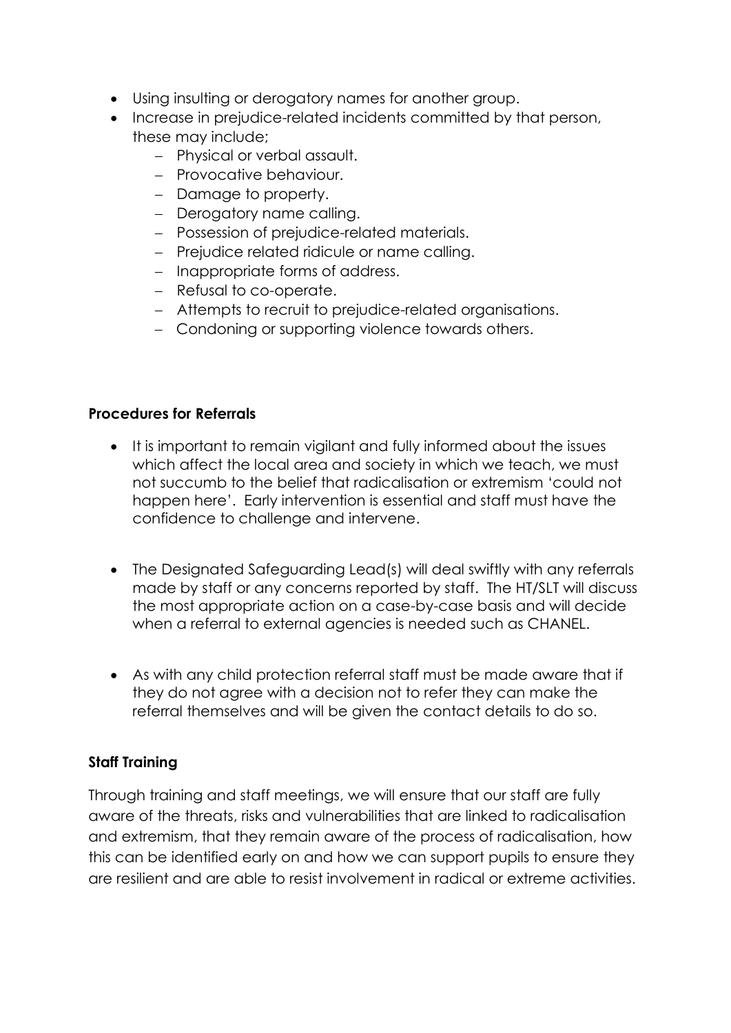- Using insulting or derogatory names for another group.
- Increase in prejudice-related incidents committed by that person, these may include;
  - Physical or verbal assault.
  - Provocative behaviour.
  - Damage to property.
  - Derogatory name calling.
  - Possession of prejudice-related materials.
  - Prejudice related ridicule or name calling.
  - Inappropriate forms of address.
  - Refusal to co-operate.
  - Attempts to recruit to prejudice-related organisations.
  - Condoning or supporting violence towards others.

**Procedures for Referrals**

- It is important to remain vigilant and fully informed about the issues which affect the local area and society in which we teach, we must not succumb to the belief that radicalisation or extremism 'could not happen here'. Early intervention is essential and staff must have the confidence to challenge and intervene.

- The Designated Safeguarding Lead(s) will deal swiftly with any referrals made by staff or any concerns reported by staff. The HT/SLT will discuss the most appropriate action on a case-by-case basis and will decide when a referral to external agencies is needed such as CHANEL.

- As with any child protection referral staff must be made aware that if they do not agree with a decision not to refer they can make the referral themselves and will be given the contact details to do so.

**Staff Training**

Through training and staff meetings, we will ensure that our staff are fully aware of the threats, risks and vulnerabilities that are linked to radicalisation and extremism, that they remain aware of the process of radicalisation, how this can be identified early on and how we can support pupils to ensure they are resilient and are able to resist involvement in radical or extreme activities.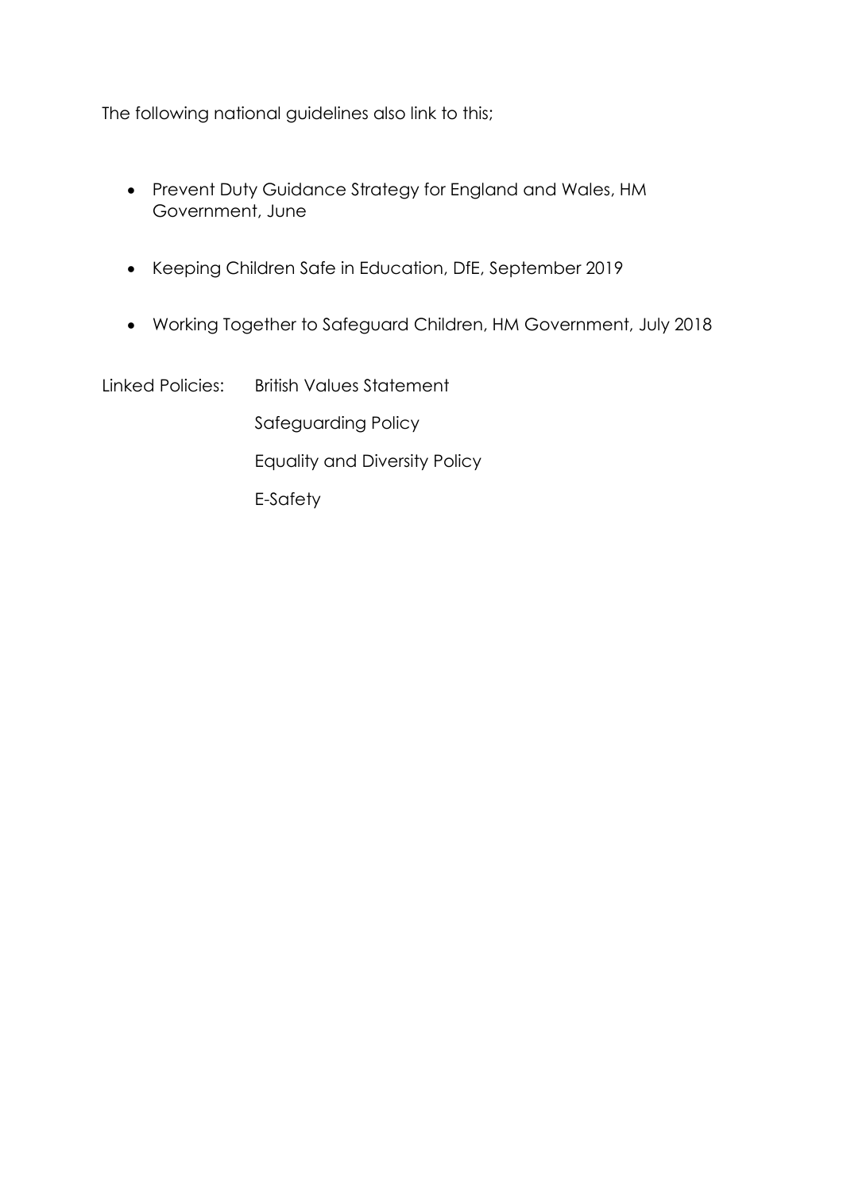The following national guidelines also link to this;

- Prevent Duty Guidance Strategy for England and Wales, HM Government, June
- Keeping Children Safe in Education, DfE, September 2019
- Working Together to Safeguard Children, HM Government, July 2018

Linked Policies: British Values Statement

Safeguarding Policy

Equality and Diversity Policy

E-Safety